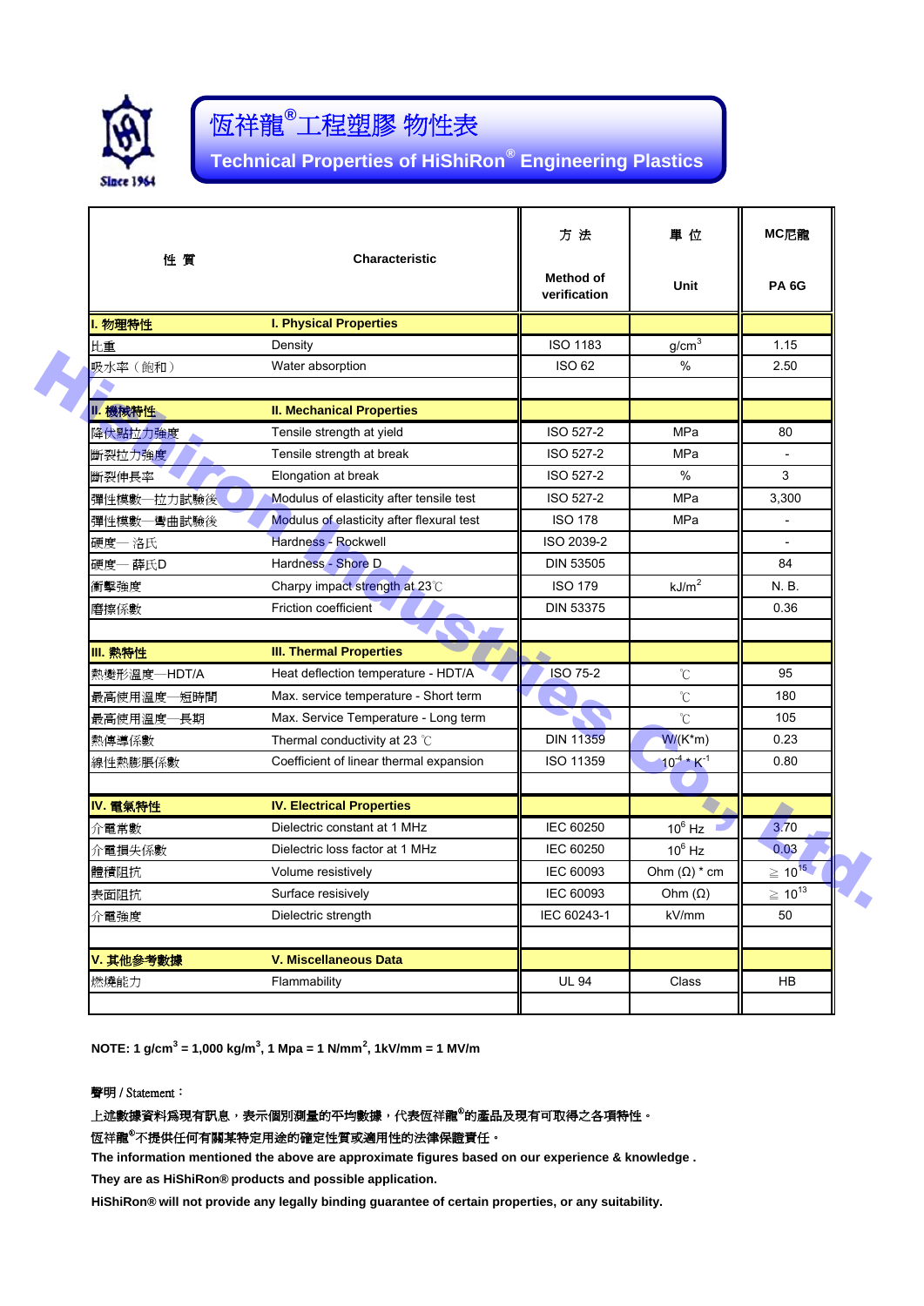# 恆祥龍®工程塑膠 物性表

## Technical Properties of HiShiRon® Engineering Plastics

| 性 質 | Characteristic | 方 法 Method of verification | 單 位 Unit | MC尼龍 PA 6G |
|---|---|---|---|---|
| **I. 物理特性** | **I. Physical Properties** | | | |
| 比重 | Density | ISO 1183 | $g/cm^3$ | 1.15 |
| 吸水率（飽和） | Water absorption | ISO 62 | % | 2.50 |
| | | | | |
| **II. 機械特性** | **II. Mechanical Properties** | | | |
| 降伏點拉力強度 | Tensile strength at yield | ISO 527-2 | MPa | 80 |
| 斷裂拉力強度 | Tensile strength at break | ISO 527-2 | MPa | - |
| 斷裂伸長率 | Elongation at break | ISO 527-2 | % | 3 |
| 彈性模數—拉力試驗後 | Modulus of elasticity after tensile test | ISO 527-2 | MPa | 3,300 |
| 彈性模數—彎曲試驗後 | Modulus of elasticity after flexural test | ISO 178 | MPa | - |
| 硬度— 洛氏 | Hardness - Rockwell | ISO 2039-2 | | - |
| 硬度— 薛氏D | Hardness - Shore D | DIN 53505 | | 84 |
| 衝擊強度 | Charpy impact strength at 23℃ | ISO 179 | $kJ/m^2$ | N. B. |
| 磨擦係數 | Friction coefficient | DIN 53375 | | 0.36 |
| | | | | |
| **III. 熱特性** | **III. Thermal Properties** | | | |
| 熱變形溫度—HDT/A | Heat deflection temperature - HDT/A | ISO 75-2 | ℃ | 95 |
| 最高使用溫度—短時間 | Max. service temperature - Short term | | ℃ | 180 |
| 最高使用溫度—長期 | Max. Service Temperature - Long term | | ℃ | 105 |
| 熱傳導係數 | Thermal conductivity at 23 ℃ | DIN 11359 | W/(K*m) | 0.23 |
| 線性熱膨脹係數 | Coefficient of linear thermal expansion | ISO 11359 | $10^{-4} * K^{-1}$ | 0.80 |
| | | | | |
| **IV. 電氣特性** | **IV. Electrical Properties** | | | |
| 介電常數 | Dielectric constant at 1 MHz | IEC 60250 | $10^6$ Hz | 3.70 |
| 介電損失係數 | Dielectric loss factor at 1 MHz | IEC 60250 | $10^6$ Hz | 0.03 |
| 體積阻抗 | Volume resistively | IEC 60093 | Ohm (Ω) * cm | ≧ $10^{15}$ |
| 表面阻抗 | Surface resisively | IEC 60093 | Ohm (Ω) | ≧ $10^{13}$ |
| 介電強度 | Dielectric strength | IEC 60243-1 | kV/mm | 50 |
| | | | | |
| **V. 其他參考數據** | **V. Miscellaneous Data** | | | |
| 燃燒能力 | Flammability | UL 94 | Class | HB |
| | | | | |

**NOTE: 1 $g/cm^3$ = 1,000 $kg/m^3$, 1 Mpa = 1 $N/mm^2$, 1kV/mm = 1 MV/m**

**聲明 / Statement：**

上述數據資料為現有訊息，表示個別測量的平均數據，代表恆祥龍®的產品及現有可取得之各項特性。

恆祥龍®不提供任何有關某特定用途的確定性質或適用性的法律保證責任。

**The information mentioned the above are approximate figures based on our experience & knowledge .**

**They are as HiShiRon® products and possible application.**

**HiShiRon® will not provide any legally binding guarantee of certain properties, or any suitability.**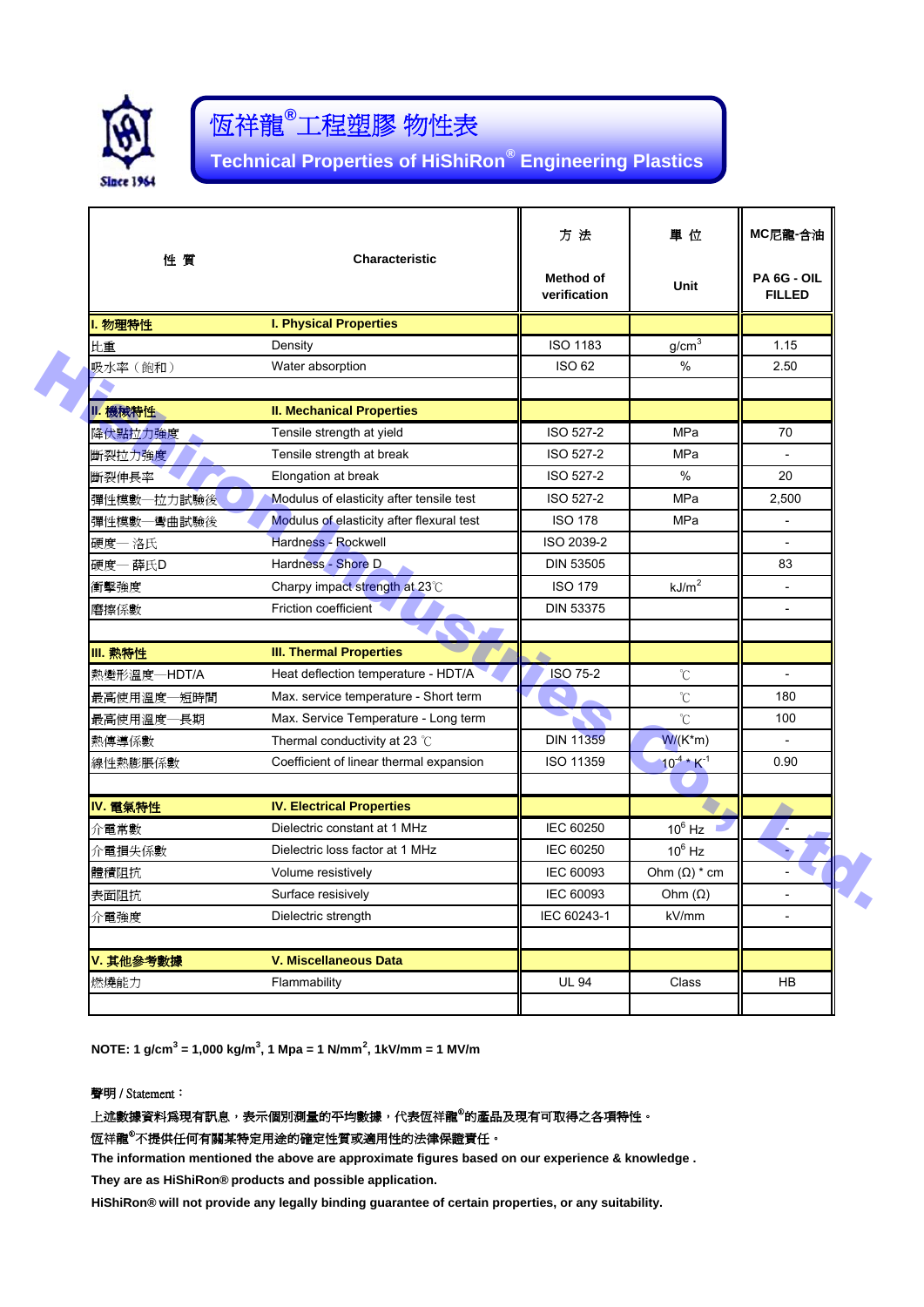# 恆祥龍®工程塑膠 物性表

## Technical Properties of HiShiRon® Engineering Plastics

| 性 質 | Characteristic | 方 法 Method of verification | 單 位 Unit | MC尼龍-含油 PA 6G - OIL FILLED |
|---|---|---|---|---|
| **I. 物理特性** | **I. Physical Properties** | | | |
| 比重 | Density | ISO 1183 | $g/cm^3$ | 1.15 |
| 吸水率（飽和） | Water absorption | ISO 62 | % | 2.50 |
| | | | | |
| **II. 機械特性** | **II. Mechanical Properties** | | | |
| 降伏點拉力強度 | Tensile strength at yield | ISO 527-2 | MPa | 70 |
| 斷裂拉力強度 | Tensile strength at break | ISO 527-2 | MPa | - |
| 斷裂伸長率 | Elongation at break | ISO 527-2 | % | 20 |
| 彈性模數—拉力試驗後 | Modulus of elasticity after tensile test | ISO 527-2 | MPa | 2,500 |
| 彈性模數—彎曲試驗後 | Modulus of elasticity after flexural test | ISO 178 | MPa | - |
| 硬度— 洛氏 | Hardness - Rockwell | ISO 2039-2 | | - |
| 硬度— 蕭氏D | Hardness - Shore D | DIN 53505 | | 83 |
| 衝擊強度 | Charpy impact strength at 23℃ | ISO 179 | $kJ/m^2$ | - |
| 磨擦係數 | Friction coefficient | DIN 53375 | | - |
| | | | | |
| **III. 熱特性** | **III. Thermal Properties** | | | |
| 熱變形溫度—HDT/A | Heat deflection temperature - HDT/A | ISO 75-2 | ℃ | - |
| 最高使用溫度—短時間 | Max. service temperature - Short term | | ℃ | 180 |
| 最高使用溫度—長期 | Max. Service Temperature - Long term | | ℃ | 100 |
| 熱傳導係數 | Thermal conductivity at 23 ℃ | DIN 11359 | W/(K*m) | - |
| 線性熱膨脹係數 | Coefficient of linear thermal expansion | ISO 11359 | $10^{-4} * K^{-1}$ | 0.90 |
| | | | | |
| **IV. 電氣特性** | **IV. Electrical Properties** | | | |
| 介電常數 | Dielectric constant at 1 MHz | IEC 60250 | $10^6$ Hz | - |
| 介電損失係數 | Dielectric loss factor at 1 MHz | IEC 60250 | $10^6$ Hz | - |
| 體積阻抗 | Volume resistively | IEC 60093 | Ohm (Ω) * cm | - |
| 表面阻抗 | Surface resisively | IEC 60093 | Ohm (Ω) | - |
| 介電強度 | Dielectric strength | IEC 60243-1 | kV/mm | - |
| | | | | |
| **V. 其他參考數據** | **V. Miscellaneous Data** | | | |
| 燃燒能力 | Flammability | UL 94 | Class | HB |
| | | | | |

**NOTE: 1 $g/cm^3$ = 1,000 $kg/m^3$, 1 Mpa = 1 $N/mm^2$, 1kV/mm = 1 MV/m**

**聲明 / Statement：**

**上述數據資料為現有訊息，表示個別測量的平均數據，代表恆祥龍®的產品及現有可取得之各項特性。**

**恆祥龍®不提供任何有關某特定用途的確定性質或適用性的法律保證責任。**

**The information mentioned the above are approximate figures based on our experience & knowledge .**

**They are as HiShiRon® products and possible application.**

**HiShiRon® will not provide any legally binding guarantee of certain properties, or any suitability.**